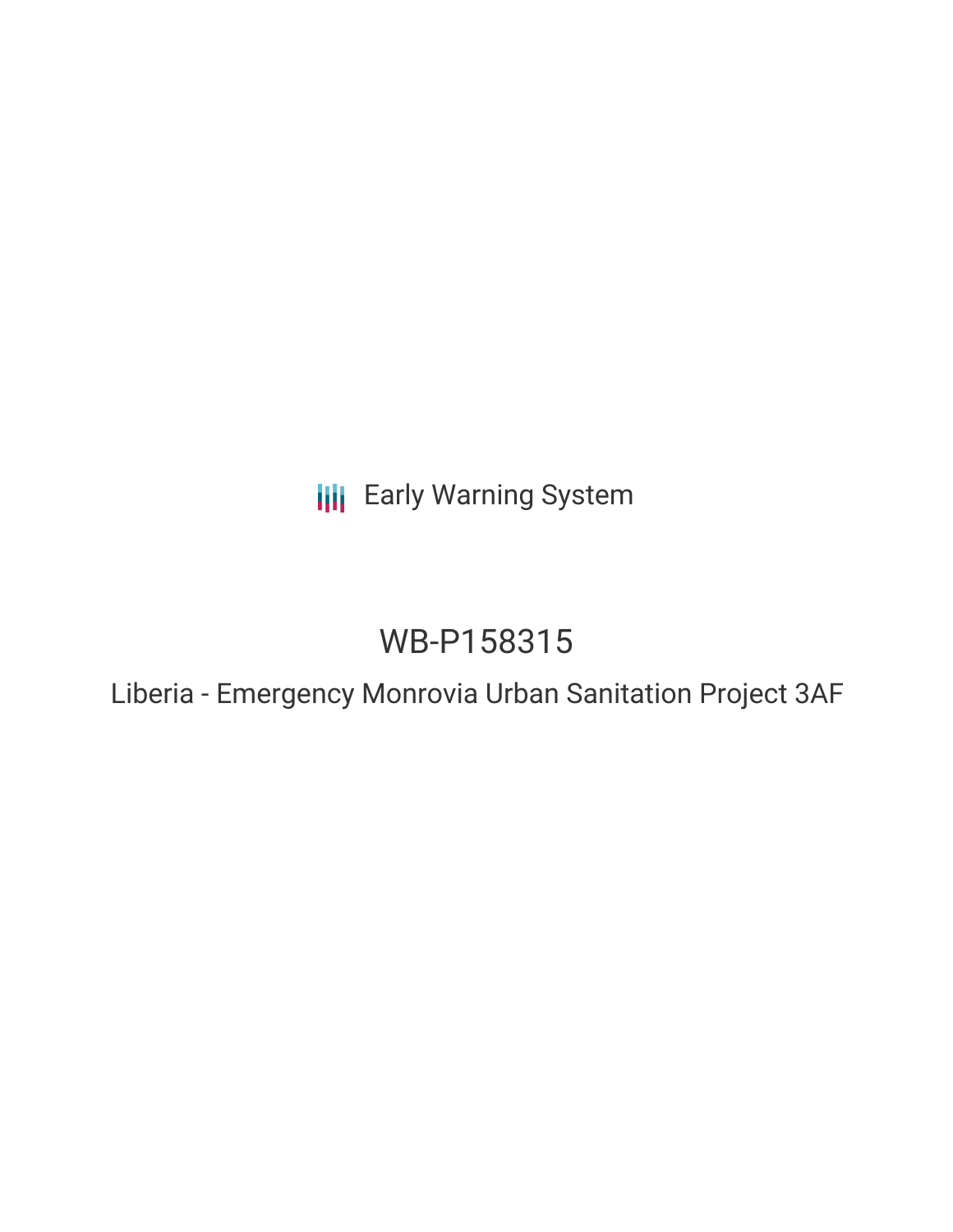Early Warning System

# WB-P158315

## Liberia - Emergency Monrovia Urban Sanitation Project 3AF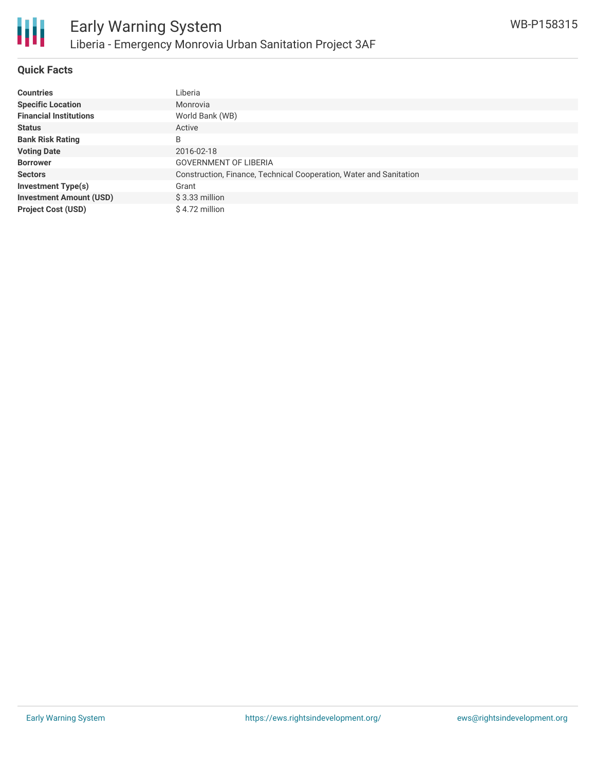# Early Warning System

## Liberia - Emergency Monrovia Urban Sanitation Project 3AF

WB-P158315

### Quick Facts

| | |
|---|---|
| **Countries** | Liberia |
| **Specific Location** | Monrovia |
| **Financial Institutions** | World Bank (WB) |
| **Status** | Active |
| **Bank Risk Rating** | B |
| **Voting Date** | 2016-02-18 |
| **Borrower** | GOVERNMENT OF LIBERIA |
| **Sectors** | Construction, Finance, Technical Cooperation, Water and Sanitation |
| **Investment Type(s)** | Grant |
| **Investment Amount (USD)** | $ 3.33 million |
| **Project Cost (USD)** | $ 4.72 million |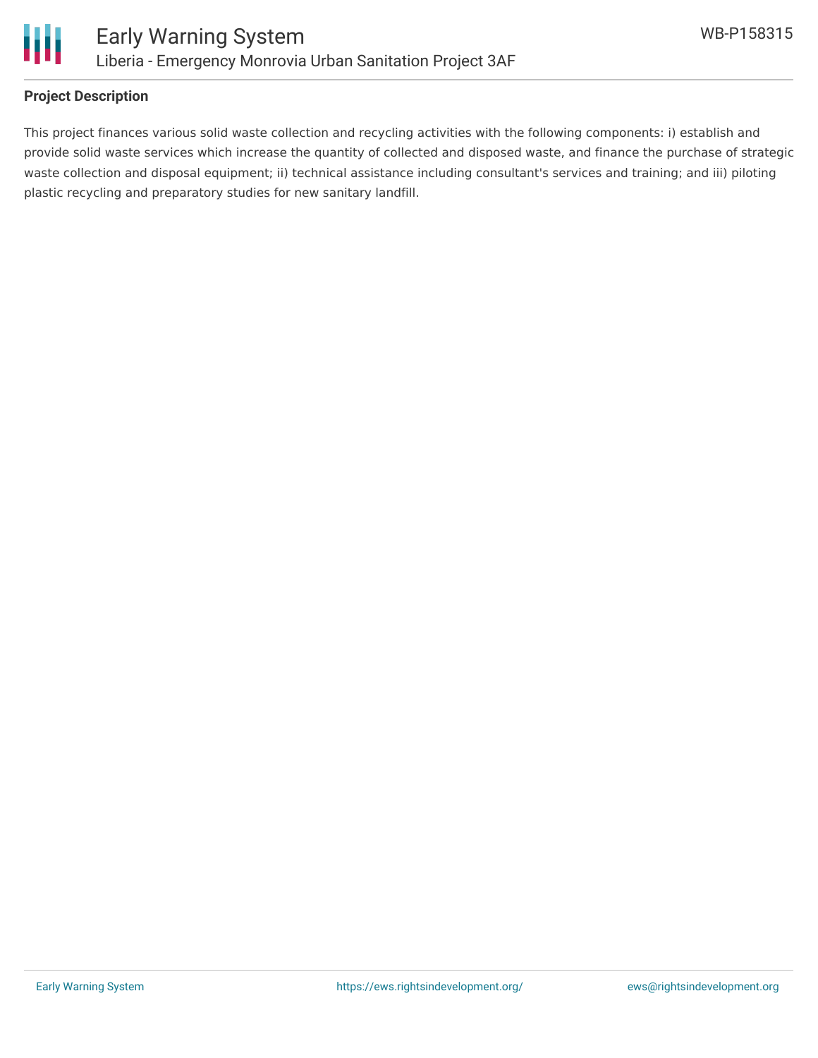## Project Description

This project finances various solid waste collection and recycling activities with the following components: i) establish and provide solid waste services which increase the quantity of collected and disposed waste, and finance the purchase of strategic waste collection and disposal equipment; ii) technical assistance including consultant's services and training; and iii) piloting plastic recycling and preparatory studies for new sanitary landfill.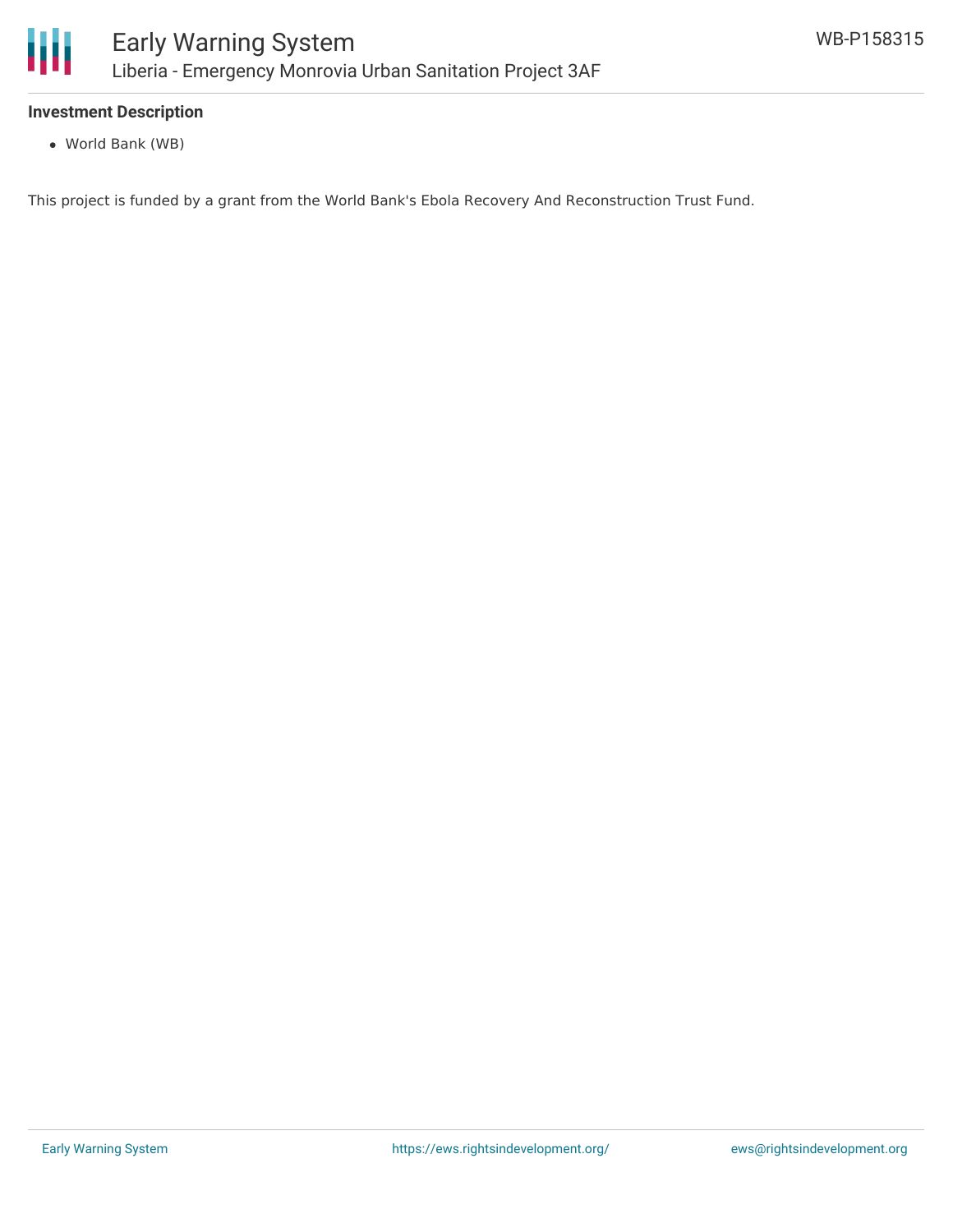**Investment Description**

- World Bank (WB)

This project is funded by a grant from the World Bank's Ebola Recovery And Reconstruction Trust Fund.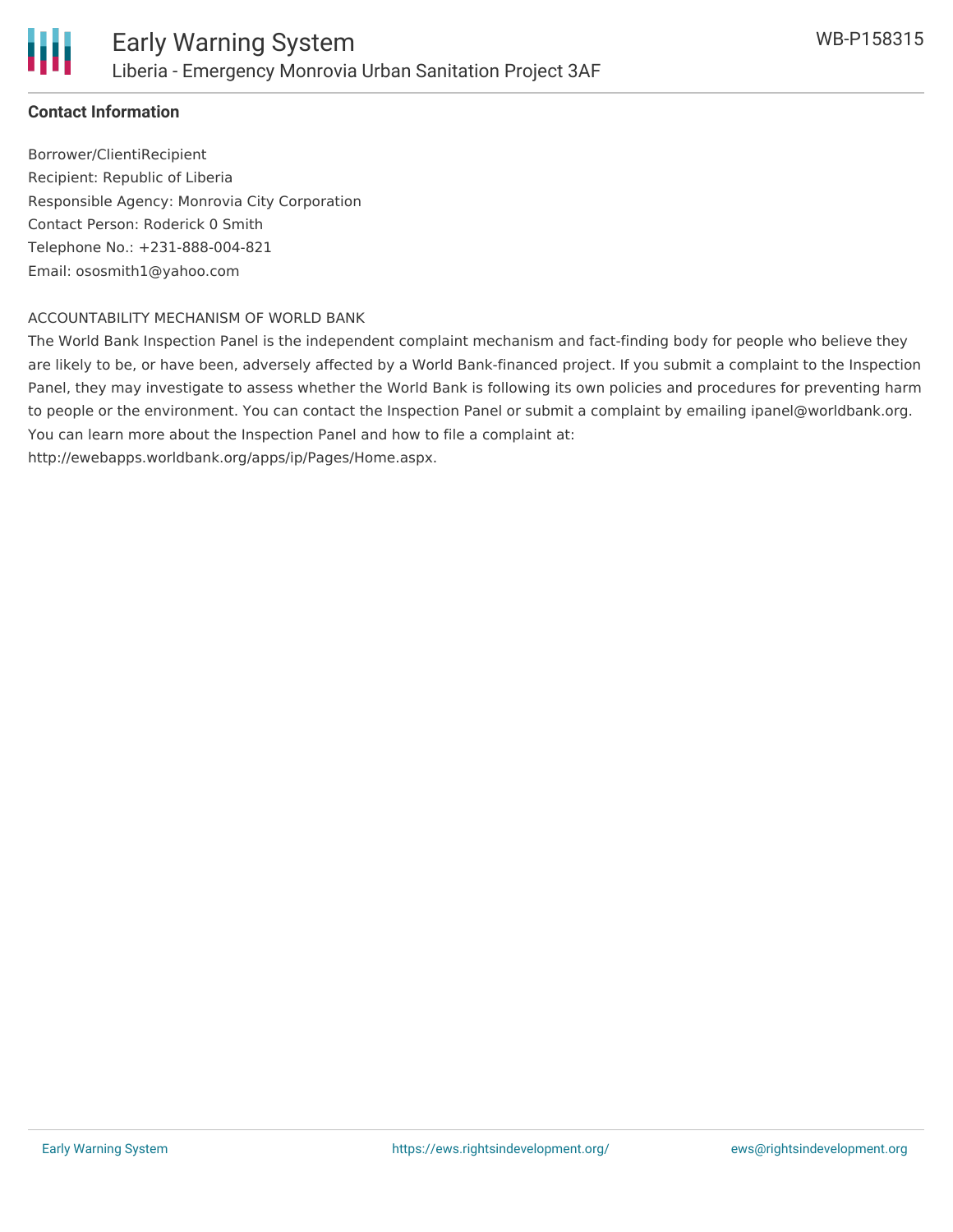**Contact Information**

Borrower/ClientiRecipient
Recipient: Republic of Liberia
Responsible Agency: Monrovia City Corporation
Contact Person: Roderick 0 Smith
Telephone No.: +231-888-004-821
Email: ososmith1@yahoo.com

ACCOUNTABILITY MECHANISM OF WORLD BANK
The World Bank Inspection Panel is the independent complaint mechanism and fact-finding body for people who believe they are likely to be, or have been, adversely affected by a World Bank-financed project. If you submit a complaint to the Inspection Panel, they may investigate to assess whether the World Bank is following its own policies and procedures for preventing harm to people or the environment. You can contact the Inspection Panel or submit a complaint by emailing ipanel@worldbank.org. You can learn more about the Inspection Panel and how to file a complaint at: http://ewebapps.worldbank.org/apps/ip/Pages/Home.aspx.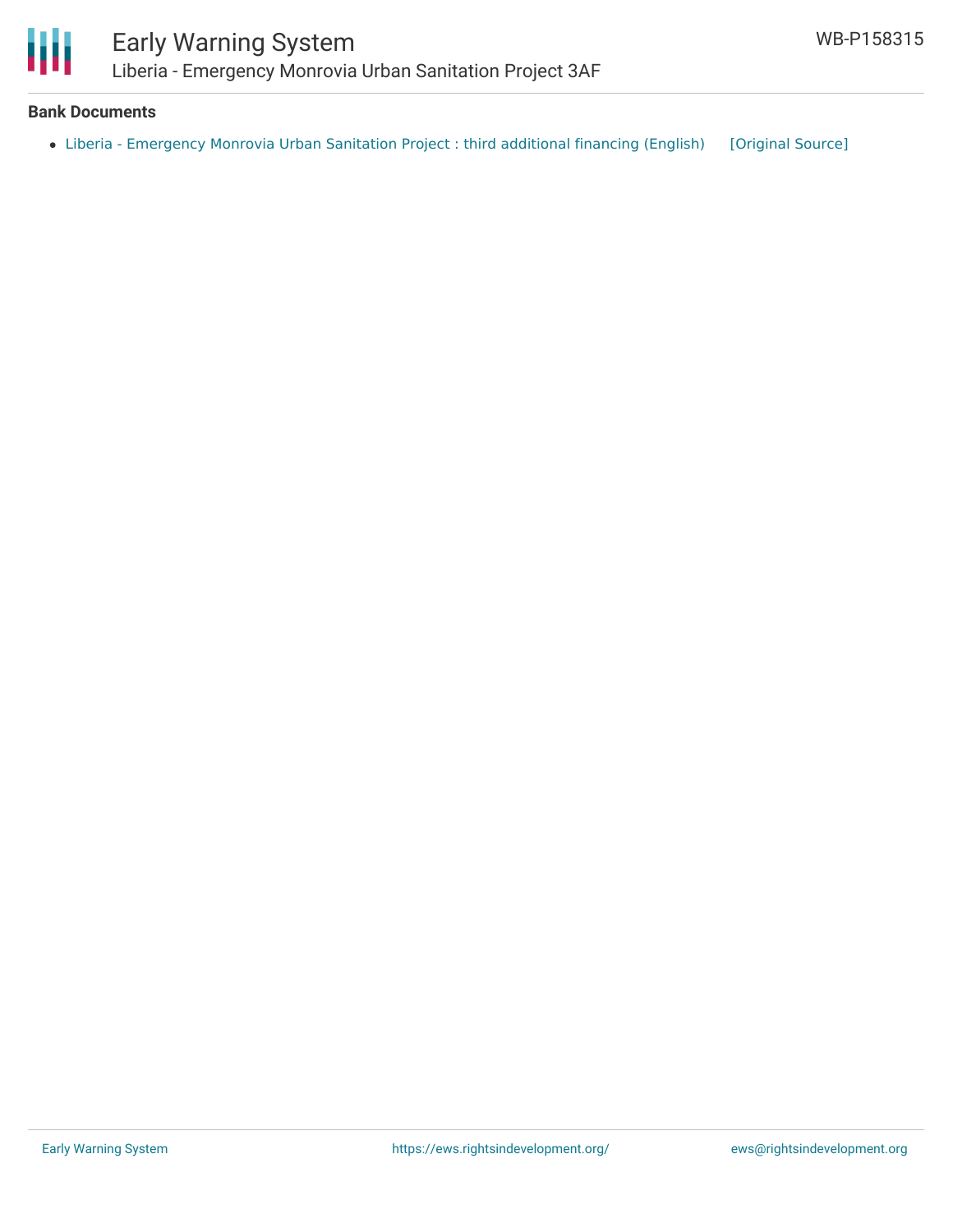## Bank Documents

- Liberia - Emergency Monrovia Urban Sanitation Project : third additional financing (English) [Original Source]